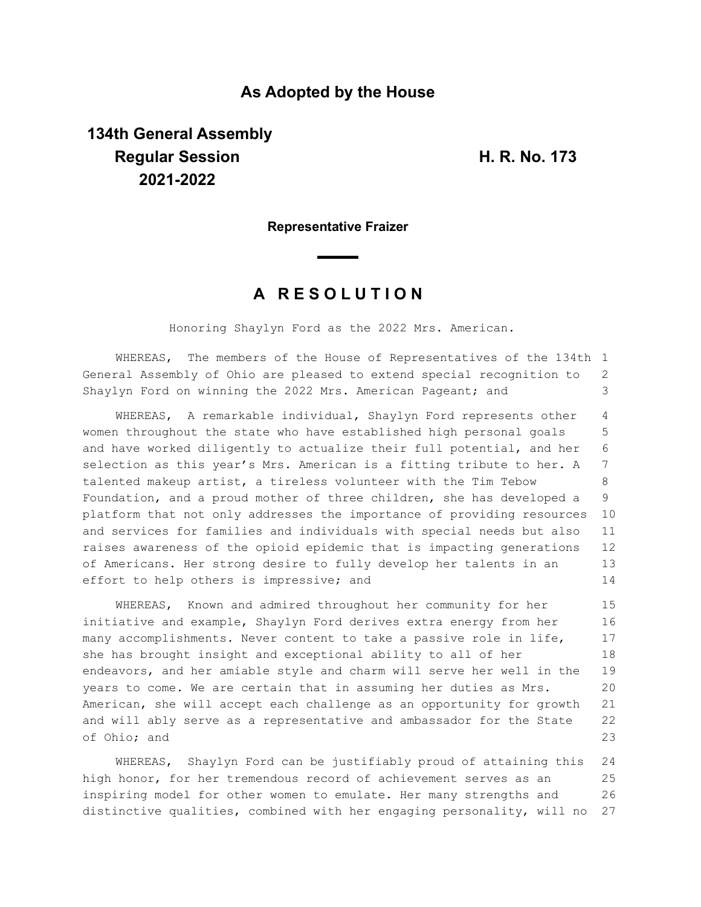**As Adopted by the House**

**134th General Assembly**
**Regular Session**
**2021-2022**

**H. R. No. 173**

**Representative Fraizer**

# A R E S O L U T I O N

Honoring Shaylyn Ford as the 2022 Mrs. American.

WHEREAS, The members of the House of Representatives of the 134th General Assembly of Ohio are pleased to extend special recognition to Shaylyn Ford on winning the 2022 Mrs. American Pageant; and

WHEREAS, A remarkable individual, Shaylyn Ford represents other women throughout the state who have established high personal goals and have worked diligently to actualize their full potential, and her selection as this year's Mrs. American is a fitting tribute to her. A talented makeup artist, a tireless volunteer with the Tim Tebow Foundation, and a proud mother of three children, she has developed a platform that not only addresses the importance of providing resources and services for families and individuals with special needs but also raises awareness of the opioid epidemic that is impacting generations of Americans. Her strong desire to fully develop her talents in an effort to help others is impressive; and

WHEREAS, Known and admired throughout her community for her initiative and example, Shaylyn Ford derives extra energy from her many accomplishments. Never content to take a passive role in life, she has brought insight and exceptional ability to all of her endeavors, and her amiable style and charm will serve her well in the years to come. We are certain that in assuming her duties as Mrs. American, she will accept each challenge as an opportunity for growth and will ably serve as a representative and ambassador for the State of Ohio; and

WHEREAS, Shaylyn Ford can be justifiably proud of attaining this high honor, for her tremendous record of achievement serves as an inspiring model for other women to emulate. Her many strengths and distinctive qualities, combined with her engaging personality, will no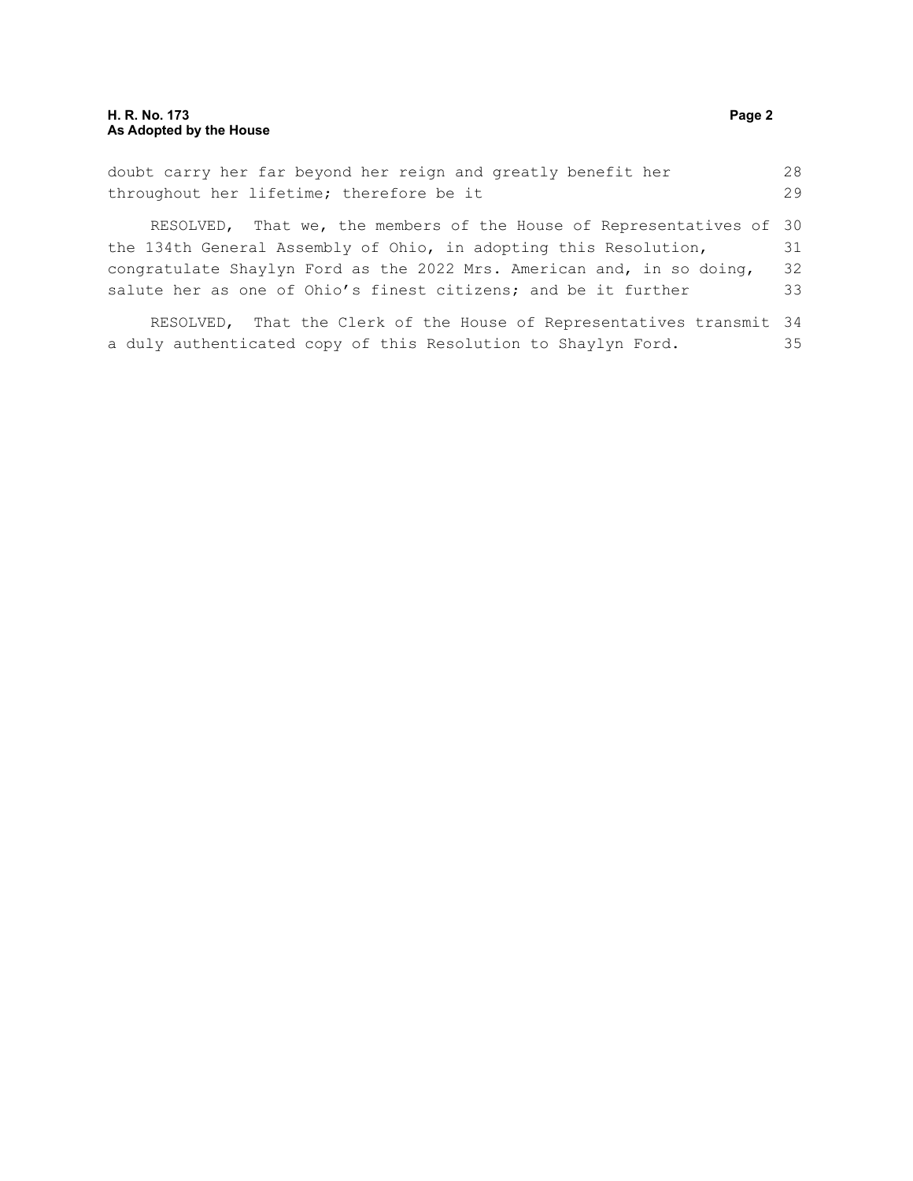doubt carry her far beyond her reign and greatly benefit her throughout her lifetime; therefore be it

RESOLVED, That we, the members of the House of Representatives of the 134th General Assembly of Ohio, in adopting this Resolution, congratulate Shaylyn Ford as the 2022 Mrs. American and, in so doing, salute her as one of Ohio's finest citizens; and be it further

RESOLVED, That the Clerk of the House of Representatives transmit a duly authenticated copy of this Resolution to Shaylyn Ford.